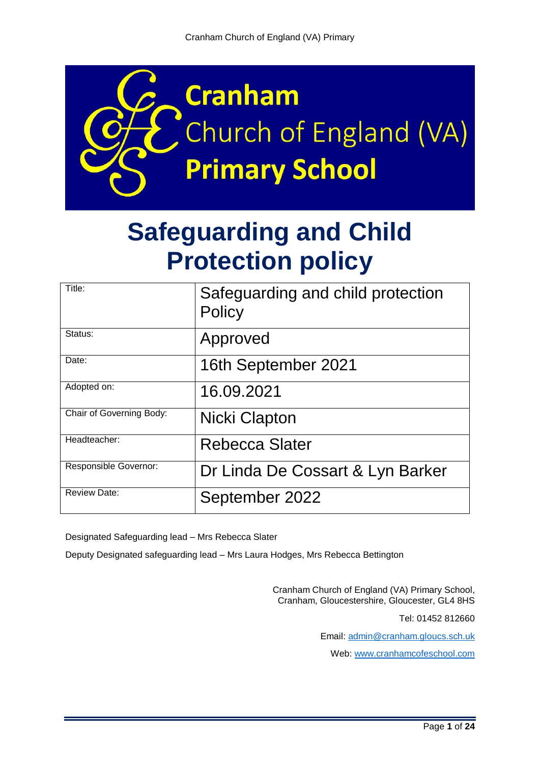# Cranham Church of England (VA) Primary School

# Safeguarding and Child Protection policy

| Title: | Safeguarding and child protection Policy |
|---|---|
| Status: | Approved |
| Date: | 16th September 2021 |
| Adopted on: | 16.09.2021 |
| Chair of Governing Body: | Nicki Clapton |
| Headteacher: | Rebecca Slater |
| Responsible Governor: | Dr Linda De Cossart & Lyn Barker |
| Review Date: | September 2022 |

Designated Safeguarding lead – Mrs Rebecca Slater

Deputy Designated safeguarding lead – Mrs Laura Hodges, Mrs Rebecca Bettington

Cranham Church of England (VA) Primary School,
Cranham, Gloucestershire, Gloucester, GL4 8HS

Tel: 01452 812660

Email: admin@cranham.gloucs.sch.uk

Web: www.cranhamcofeschool.com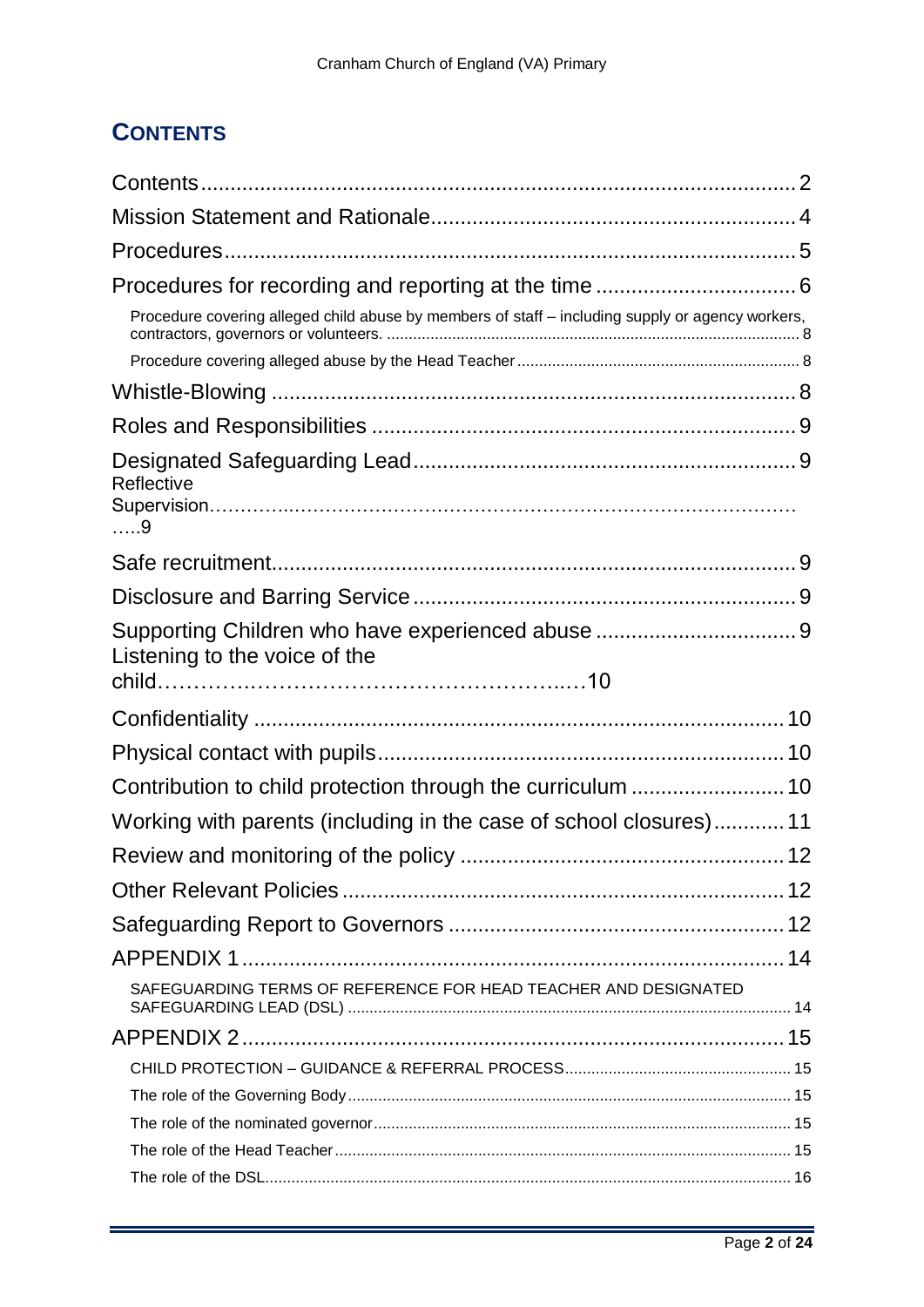## CONTENTS

Contents....................................................................................................2
Mission Statement and Rationale.............................................................4
Procedures.................................................................................................5
Procedures for recording and reporting at the time ..................................6
- Procedure covering alleged child abuse by members of staff – including supply or agency workers, contractors, governors or volunteers. ............................................................................................. 8
- Procedure covering alleged abuse by the Head Teacher ................................................................. 8

Whistle-Blowing ........................................................................................8
Roles and Responsibilities .......................................................................9
Designated Safeguarding Lead.................................................................9
Reflective Supervision…………………………………………………………………………………..9
Safe recruitment.........................................................................................9
Disclosure and Barring Service .................................................................9
Supporting Children who have experienced abuse ..................................9
Listening to the voice of the child………………………………………………..10
Confidentiality .........................................................................................10
Physical contact with pupils.....................................................................10
Contribution to child protection through the curriculum ..........................10
Working with parents (including in the case of school closures)............11
Review and monitoring of the policy .......................................................12
Other Relevant Policies ...........................................................................12
Safeguarding Report to Governors .........................................................12
APPENDIX 1 ............................................................................................14
- SAFEGUARDING TERMS OF REFERENCE FOR HEAD TEACHER AND DESIGNATED SAFEGUARDING LEAD (DSL) ................................................................................................... 14

APPENDIX 2 ............................................................................................15
- CHILD PROTECTION – GUIDANCE & REFERRAL PROCESS.................................................... 15
- The role of the Governing Body ...................................................................................................... 15
- The role of the nominated governor ............................................................................................... 15
- The role of the Head Teacher ......................................................................................................... 15
- The role of the DSL......................................................................................................................... 16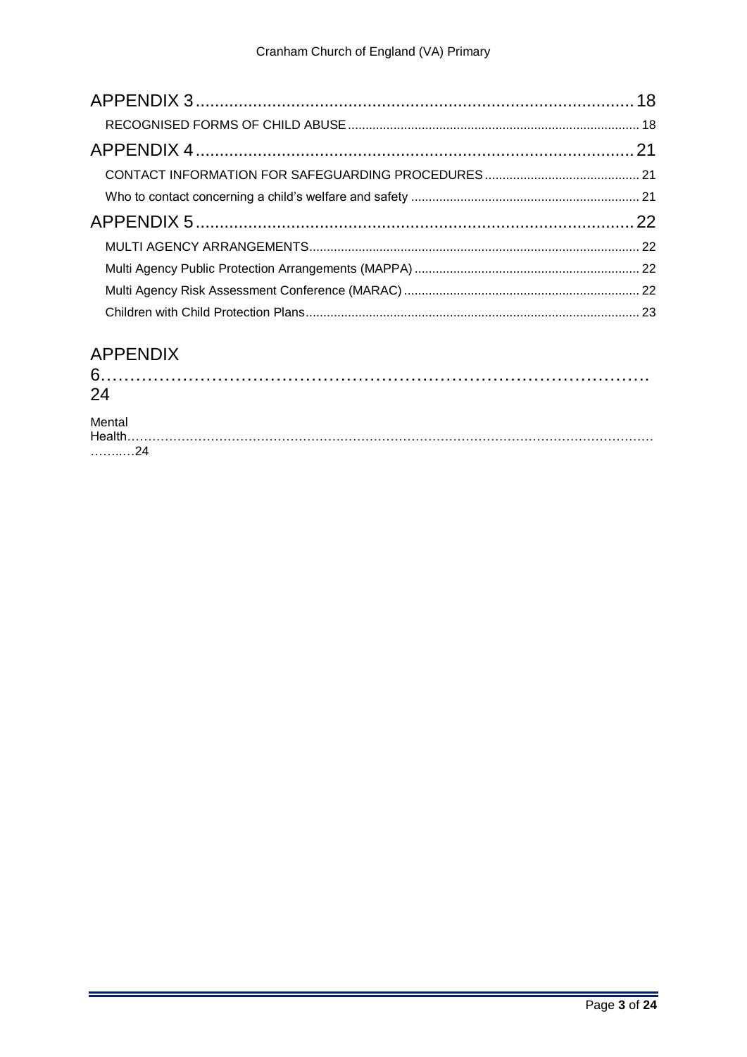APPENDIX 3 ........................................................................................... 18

RECOGNISED FORMS OF CHILD ABUSE ........................................................................... 18

APPENDIX 4 ........................................................................................... 21

CONTACT INFORMATION FOR SAFEGUARDING PROCEDURES ............................................ 21

Who to contact concerning a child's welfare and safety ................................................................ 21

APPENDIX 5 ........................................................................................... 22

MULTI AGENCY ARRANGEMENTS ............................................................................................ 22

Multi Agency Public Protection Arrangements (MAPPA) ................................................................ 22

Multi Agency Risk Assessment Conference (MARAC) .................................................................. 22

Children with Child Protection Plans .............................................................................................. 23

APPENDIX 6………………………………………………………………………………. 24

Mental Health………………………………………………………………………………………………………..24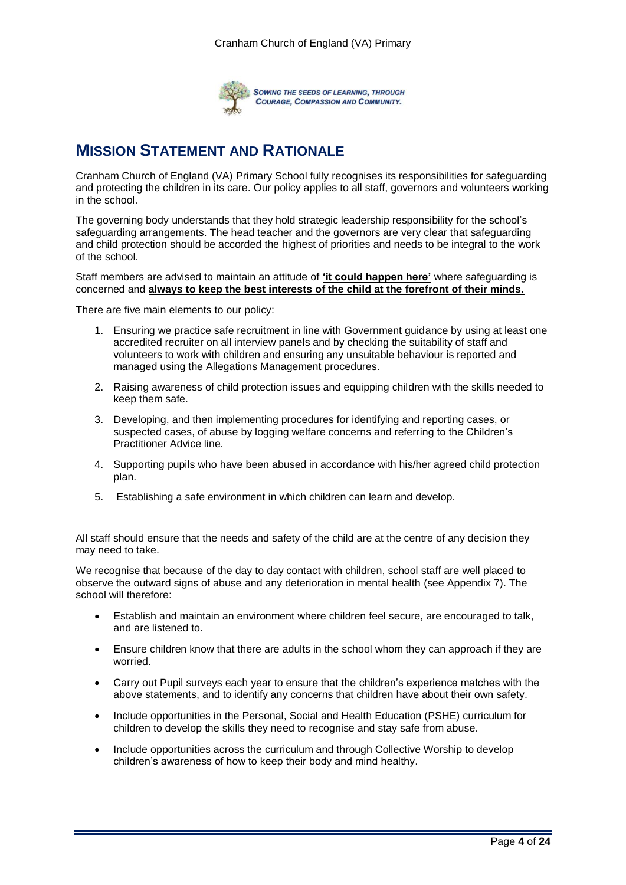# MISSION STATEMENT AND RATIONALE

Cranham Church of England (VA) Primary School fully recognises its responsibilities for safeguarding and protecting the children in its care. Our policy applies to all staff, governors and volunteers working in the school.

The governing body understands that they hold strategic leadership responsibility for the school's safeguarding arrangements. The head teacher and the governors are very clear that safeguarding and child protection should be accorded the highest of priorities and needs to be integral to the work of the school.

Staff members are advised to maintain an attitude of **'it could happen here'** where safeguarding is concerned and **always to keep the best interests of the child at the forefront of their minds.**

There are five main elements to our policy:

1. Ensuring we practice safe recruitment in line with Government guidance by using at least one accredited recruiter on all interview panels and by checking the suitability of staff and volunteers to work with children and ensuring any unsuitable behaviour is reported and managed using the Allegations Management procedures.
2. Raising awareness of child protection issues and equipping children with the skills needed to keep them safe.
3. Developing, and then implementing procedures for identifying and reporting cases, or suspected cases, of abuse by logging welfare concerns and referring to the Children's Practitioner Advice line.
4. Supporting pupils who have been abused in accordance with his/her agreed child protection plan.
5. Establishing a safe environment in which children can learn and develop.

All staff should ensure that the needs and safety of the child are at the centre of any decision they may need to take.

We recognise that because of the day to day contact with children, school staff are well placed to observe the outward signs of abuse and any deterioration in mental health (see Appendix 7). The school will therefore:

- Establish and maintain an environment where children feel secure, are encouraged to talk, and are listened to.
- Ensure children know that there are adults in the school whom they can approach if they are worried.
- Carry out Pupil surveys each year to ensure that the children's experience matches with the above statements, and to identify any concerns that children have about their own safety.
- Include opportunities in the Personal, Social and Health Education (PSHE) curriculum for children to develop the skills they need to recognise and stay safe from abuse.
- Include opportunities across the curriculum and through Collective Worship to develop children's awareness of how to keep their body and mind healthy.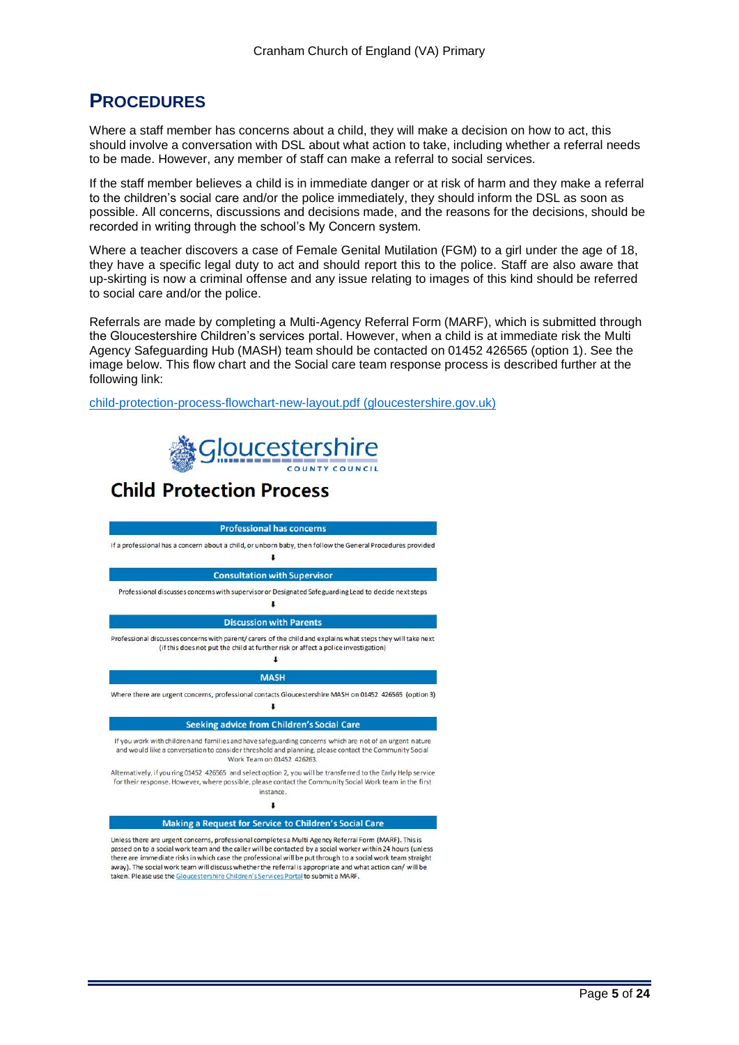## PROCEDURES

Where a staff member has concerns about a child, they will make a decision on how to act, this should involve a conversation with DSL about what action to take, including whether a referral needs to be made. However, any member of staff can make a referral to social services.

If the staff member believes a child is in immediate danger or at risk of harm and they make a referral to the children's social care and/or the police immediately, they should inform the DSL as soon as possible. All concerns, discussions and decisions made, and the reasons for the decisions, should be recorded in writing through the school's My Concern system.

Where a teacher discovers a case of Female Genital Mutilation (FGM) to a girl under the age of 18, they have a specific legal duty to act and should report this to the police. Staff are also aware that up-skirting is now a criminal offense and any issue relating to images of this kind should be referred to social care and/or the police.

Referrals are made by completing a Multi-Agency Referral Form (MARF), which is submitted through the Gloucestershire Children's services portal. However, when a child is at immediate risk the Multi Agency Safeguarding Hub (MASH) team should be contacted on 01452 426565 (option 1). See the image below. This flow chart and the Social care team response process is described further at the following link:

[child-protection-process-flowchart-new-layout.pdf (gloucestershire.gov.uk)](child-protection-process-flowchart-new-layout.pdf)

Gloucestershire County Council

### Child Protection Process

**Professional has concerns**

If a professional has a concern about a child, or unborn baby, then follow the General Procedures provided

↓

**Consultation with Supervisor**

Professional discusses concerns with supervisor or Designated Safeguarding Lead to decide next steps

↓

**Discussion with Parents**

Professional discusses concerns with parent/ carers of the child and explains what steps they will take next (if this does not put the child at further risk or affect a police investigation)

↓

**MASH**

Where there are urgent concerns, professional contacts Gloucestershire MASH on 01452 426565 (option 3)

↓

**Seeking advice from Children's Social Care**

If you work with children and families and have safeguarding concerns which are not of an urgent nature and would like a conversation to consider threshold and planning, please contact the Community Social Work Team on 01452 426263.

Alternatively, if you ring 01452 426565 and select option 2, you will be transferred to the Early Help service for their response. However, where possible, please contact the Community Social Work team in the first instance.

↓

**Making a Request for Service to Children's Social Care**

Unless there are urgent concerns, professional completes a Multi Agency Referral Form (MARF). This is passed on to a social work team and the caller will be contacted by a social worker within 24 hours (unless there are immediate risks in which case the professional will be put through to a social work team straight away). The social work team will discuss whether the referral is appropriate and what action can/ will be taken. Please use the Gloucestershire Children's Services Portal to submit a MARF.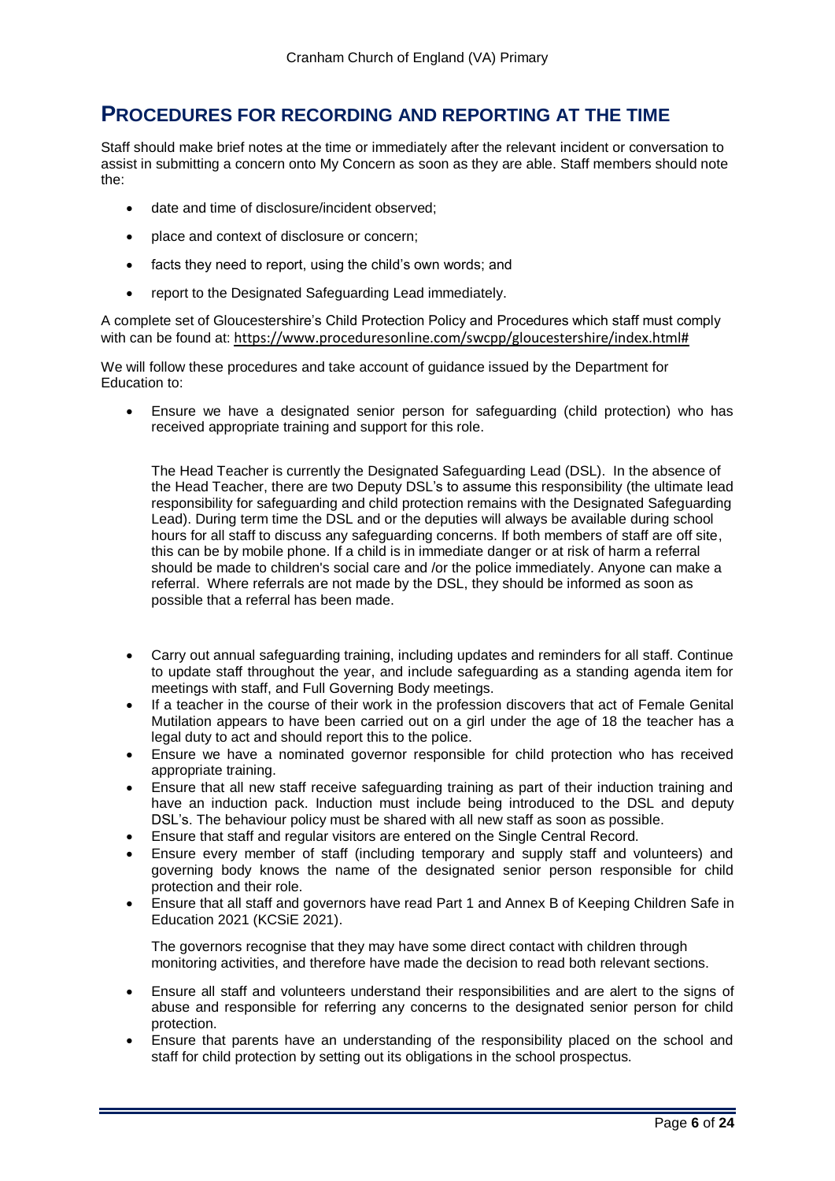## PROCEDURES FOR RECORDING AND REPORTING AT THE TIME

Staff should make brief notes at the time or immediately after the relevant incident or conversation to assist in submitting a concern onto My Concern as soon as they are able. Staff members should note the:

- date and time of disclosure/incident observed;
- place and context of disclosure or concern;
- facts they need to report, using the child's own words; and
- report to the Designated Safeguarding Lead immediately.

A complete set of Gloucestershire's Child Protection Policy and Procedures which staff must comply with can be found at: https://www.proceduresonline.com/swcpp/gloucestershire/index.html#

We will follow these procedures and take account of guidance issued by the Department for Education to:

- Ensure we have a designated senior person for safeguarding (child protection) who has received appropriate training and support for this role.

  The Head Teacher is currently the Designated Safeguarding Lead (DSL). In the absence of the Head Teacher, there are two Deputy DSL's to assume this responsibility (the ultimate lead responsibility for safeguarding and child protection remains with the Designated Safeguarding Lead). During term time the DSL and or the deputies will always be available during school hours for all staff to discuss any safeguarding concerns. If both members of staff are off site, this can be by mobile phone. If a child is in immediate danger or at risk of harm a referral should be made to children's social care and /or the police immediately. Anyone can make a referral. Where referrals are not made by the DSL, they should be informed as soon as possible that a referral has been made.

- Carry out annual safeguarding training, including updates and reminders for all staff. Continue to update staff throughout the year, and include safeguarding as a standing agenda item for meetings with staff, and Full Governing Body meetings.
- If a teacher in the course of their work in the profession discovers that act of Female Genital Mutilation appears to have been carried out on a girl under the age of 18 the teacher has a legal duty to act and should report this to the police.
- Ensure we have a nominated governor responsible for child protection who has received appropriate training.
- Ensure that all new staff receive safeguarding training as part of their induction training and have an induction pack. Induction must include being introduced to the DSL and deputy DSL's. The behaviour policy must be shared with all new staff as soon as possible.
- Ensure that staff and regular visitors are entered on the Single Central Record.
- Ensure every member of staff (including temporary and supply staff and volunteers) and governing body knows the name of the designated senior person responsible for child protection and their role.
- Ensure that all staff and governors have read Part 1 and Annex B of Keeping Children Safe in Education 2021 (KCSiE 2021).

  The governors recognise that they may have some direct contact with children through monitoring activities, and therefore have made the decision to read both relevant sections.

- Ensure all staff and volunteers understand their responsibilities and are alert to the signs of abuse and responsible for referring any concerns to the designated senior person for child protection.
- Ensure that parents have an understanding of the responsibility placed on the school and staff for child protection by setting out its obligations in the school prospectus.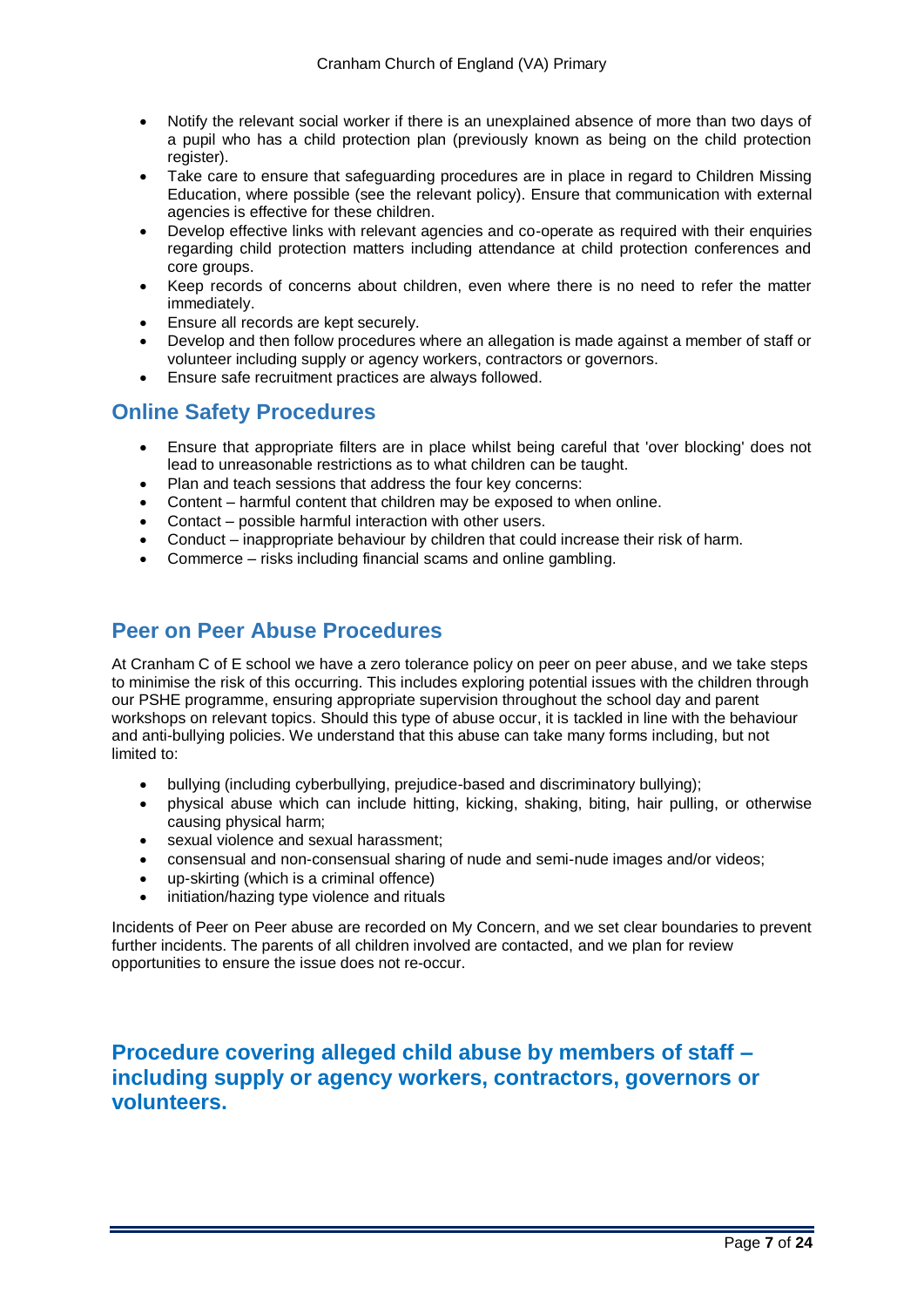- Notify the relevant social worker if there is an unexplained absence of more than two days of a pupil who has a child protection plan (previously known as being on the child protection register).
- Take care to ensure that safeguarding procedures are in place in regard to Children Missing Education, where possible (see the relevant policy). Ensure that communication with external agencies is effective for these children.
- Develop effective links with relevant agencies and co-operate as required with their enquiries regarding child protection matters including attendance at child protection conferences and core groups.
- Keep records of concerns about children, even where there is no need to refer the matter immediately.
- Ensure all records are kept securely.
- Develop and then follow procedures where an allegation is made against a member of staff or volunteer including supply or agency workers, contractors or governors.
- Ensure safe recruitment practices are always followed.

## Online Safety Procedures

- Ensure that appropriate filters are in place whilst being careful that 'over blocking' does not lead to unreasonable restrictions as to what children can be taught.
- Plan and teach sessions that address the four key concerns:
- Content – harmful content that children may be exposed to when online.
- Contact – possible harmful interaction with other users.
- Conduct – inappropriate behaviour by children that could increase their risk of harm.
- Commerce – risks including financial scams and online gambling.

## Peer on Peer Abuse Procedures

At Cranham C of E school we have a zero tolerance policy on peer on peer abuse, and we take steps to minimise the risk of this occurring. This includes exploring potential issues with the children through our PSHE programme, ensuring appropriate supervision throughout the school day and parent workshops on relevant topics. Should this type of abuse occur, it is tackled in line with the behaviour and anti-bullying policies. We understand that this abuse can take many forms including, but not limited to:

- bullying (including cyberbullying, prejudice-based and discriminatory bullying);
- physical abuse which can include hitting, kicking, shaking, biting, hair pulling, or otherwise causing physical harm;
- sexual violence and sexual harassment;
- consensual and non-consensual sharing of nude and semi-nude images and/or videos;
- up-skirting (which is a criminal offence)
- initiation/hazing type violence and rituals

Incidents of Peer on Peer abuse are recorded on My Concern, and we set clear boundaries to prevent further incidents. The parents of all children involved are contacted, and we plan for review opportunities to ensure the issue does not re-occur.

## Procedure covering alleged child abuse by members of staff – including supply or agency workers, contractors, governors or volunteers.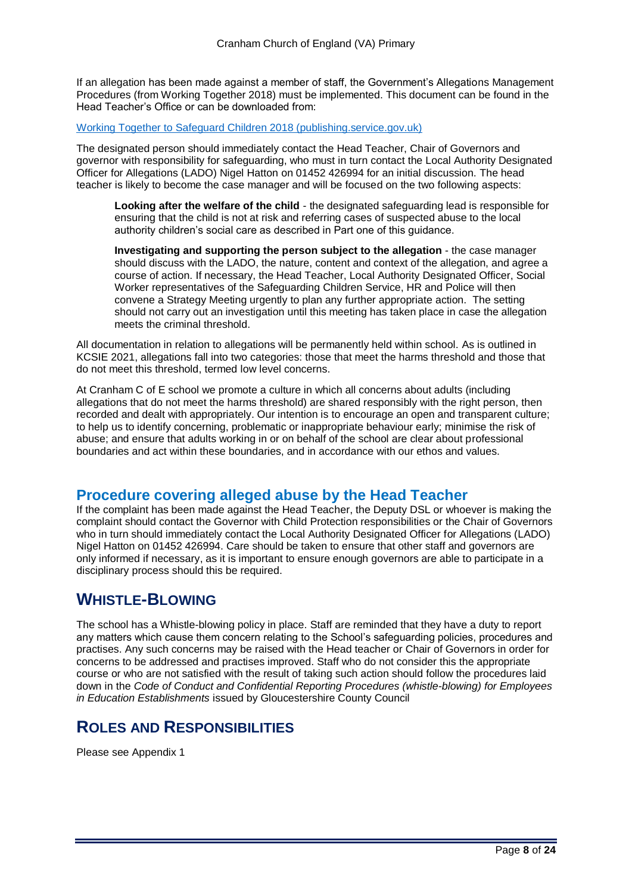If an allegation has been made against a member of staff, the Government's Allegations Management Procedures (from Working Together 2018) must be implemented. This document can be found in the Head Teacher's Office or can be downloaded from:

[Working Together to Safeguard Children 2018 (publishing.service.gov.uk)](Working Together to Safeguard Children 2018 (publishing.service.gov.uk))

The designated person should immediately contact the Head Teacher, Chair of Governors and governor with responsibility for safeguarding, who must in turn contact the Local Authority Designated Officer for Allegations (LADO) Nigel Hatton on 01452 426994 for an initial discussion. The head teacher is likely to become the case manager and will be focused on the two following aspects:

> **Looking after the welfare of the child** - the designated safeguarding lead is responsible for ensuring that the child is not at risk and referring cases of suspected abuse to the local authority children's social care as described in Part one of this guidance.
>
> **Investigating and supporting the person subject to the allegation** - the case manager should discuss with the LADO, the nature, content and context of the allegation, and agree a course of action. If necessary, the Head Teacher, Local Authority Designated Officer, Social Worker representatives of the Safeguarding Children Service, HR and Police will then convene a Strategy Meeting urgently to plan any further appropriate action. The setting should not carry out an investigation until this meeting has taken place in case the allegation meets the criminal threshold.

All documentation in relation to allegations will be permanently held within school. As is outlined in KCSIE 2021, allegations fall into two categories: those that meet the harms threshold and those that do not meet this threshold, termed low level concerns.

At Cranham C of E school we promote a culture in which all concerns about adults (including allegations that do not meet the harms threshold) are shared responsibly with the right person, then recorded and dealt with appropriately. Our intention is to encourage an open and transparent culture; to help us to identify concerning, problematic or inappropriate behaviour early; minimise the risk of abuse; and ensure that adults working in or on behalf of the school are clear about professional boundaries and act within these boundaries, and in accordance with our ethos and values.

## Procedure covering alleged abuse by the Head Teacher

If the complaint has been made against the Head Teacher, the Deputy DSL or whoever is making the complaint should contact the Governor with Child Protection responsibilities or the Chair of Governors who in turn should immediately contact the Local Authority Designated Officer for Allegations (LADO) Nigel Hatton on 01452 426994. Care should be taken to ensure that other staff and governors are only informed if necessary, as it is important to ensure enough governors are able to participate in a disciplinary process should this be required.

# WHISTLE-BLOWING

The school has a Whistle-blowing policy in place. Staff are reminded that they have a duty to report any matters which cause them concern relating to the School's safeguarding policies, procedures and practises. Any such concerns may be raised with the Head teacher or Chair of Governors in order for concerns to be addressed and practises improved. Staff who do not consider this the appropriate course or who are not satisfied with the result of taking such action should follow the procedures laid down in the *Code of Conduct and Confidential Reporting Procedures (whistle-blowing) for Employees in Education Establishments* issued by Gloucestershire County Council

# ROLES AND RESPONSIBILITIES

Please see Appendix 1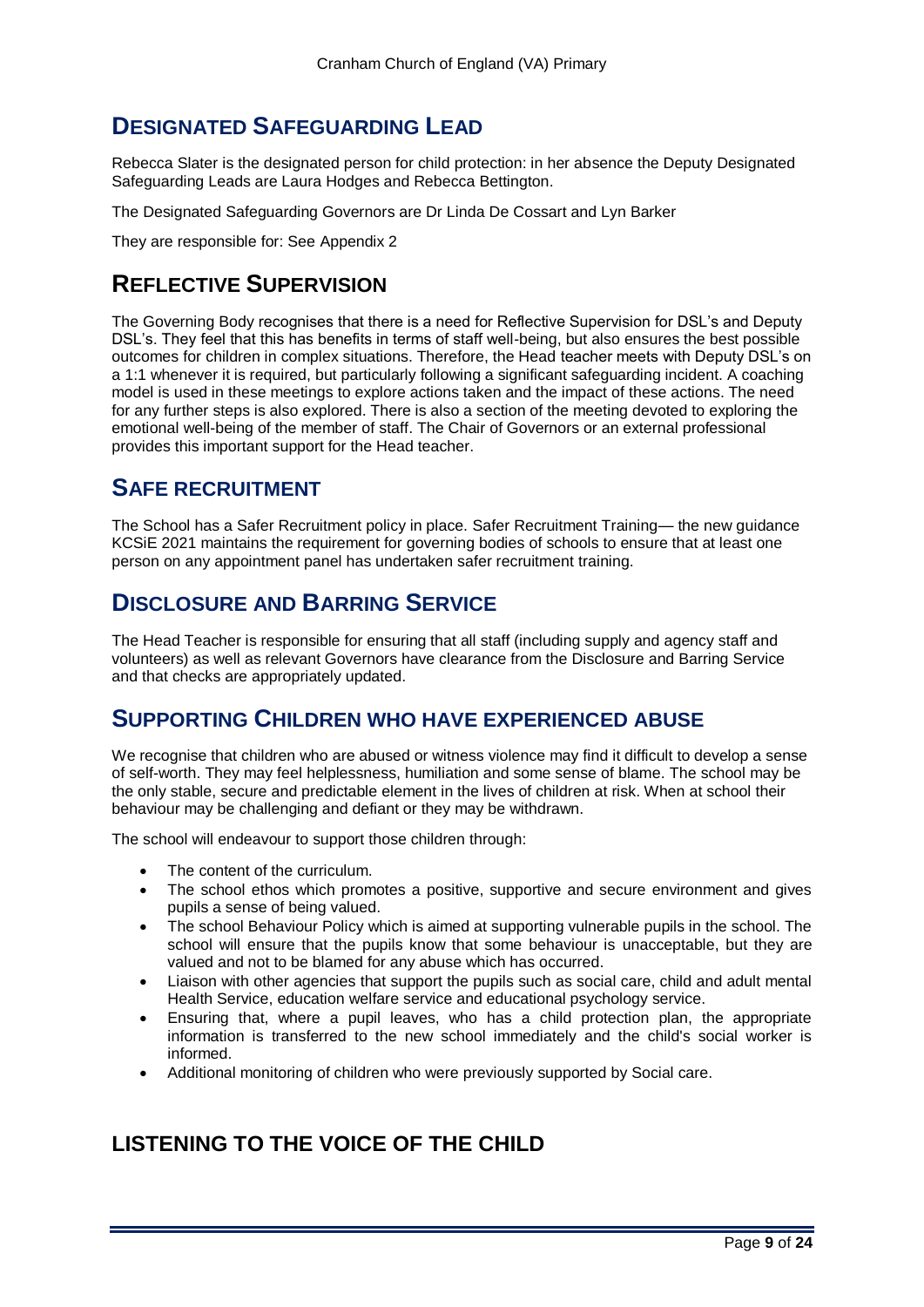## DESIGNATED SAFEGUARDING LEAD

Rebecca Slater is the designated person for child protection: in her absence the Deputy Designated Safeguarding Leads are Laura Hodges and Rebecca Bettington.

The Designated Safeguarding Governors are Dr Linda De Cossart and Lyn Barker

They are responsible for: See Appendix 2

## REFLECTIVE SUPERVISION

The Governing Body recognises that there is a need for Reflective Supervision for DSL's and Deputy DSL's. They feel that this has benefits in terms of staff well-being, but also ensures the best possible outcomes for children in complex situations. Therefore, the Head teacher meets with Deputy DSL's on a 1:1 whenever it is required, but particularly following a significant safeguarding incident. A coaching model is used in these meetings to explore actions taken and the impact of these actions. The need for any further steps is also explored. There is also a section of the meeting devoted to exploring the emotional well-being of the member of staff. The Chair of Governors or an external professional provides this important support for the Head teacher.

## SAFE RECRUITMENT

The School has a Safer Recruitment policy in place. Safer Recruitment Training— the new guidance KCSiE 2021 maintains the requirement for governing bodies of schools to ensure that at least one person on any appointment panel has undertaken safer recruitment training.

## DISCLOSURE AND BARRING SERVICE

The Head Teacher is responsible for ensuring that all staff (including supply and agency staff and volunteers) as well as relevant Governors have clearance from the Disclosure and Barring Service and that checks are appropriately updated.

## SUPPORTING CHILDREN WHO HAVE EXPERIENCED ABUSE

We recognise that children who are abused or witness violence may find it difficult to develop a sense of self-worth. They may feel helplessness, humiliation and some sense of blame. The school may be the only stable, secure and predictable element in the lives of children at risk. When at school their behaviour may be challenging and defiant or they may be withdrawn.

The school will endeavour to support those children through:

- The content of the curriculum.
- The school ethos which promotes a positive, supportive and secure environment and gives pupils a sense of being valued.
- The school Behaviour Policy which is aimed at supporting vulnerable pupils in the school. The school will ensure that the pupils know that some behaviour is unacceptable, but they are valued and not to be blamed for any abuse which has occurred.
- Liaison with other agencies that support the pupils such as social care, child and adult mental Health Service, education welfare service and educational psychology service.
- Ensuring that, where a pupil leaves, who has a child protection plan, the appropriate information is transferred to the new school immediately and the child's social worker is informed.
- Additional monitoring of children who were previously supported by Social care.

## LISTENING TO THE VOICE OF THE CHILD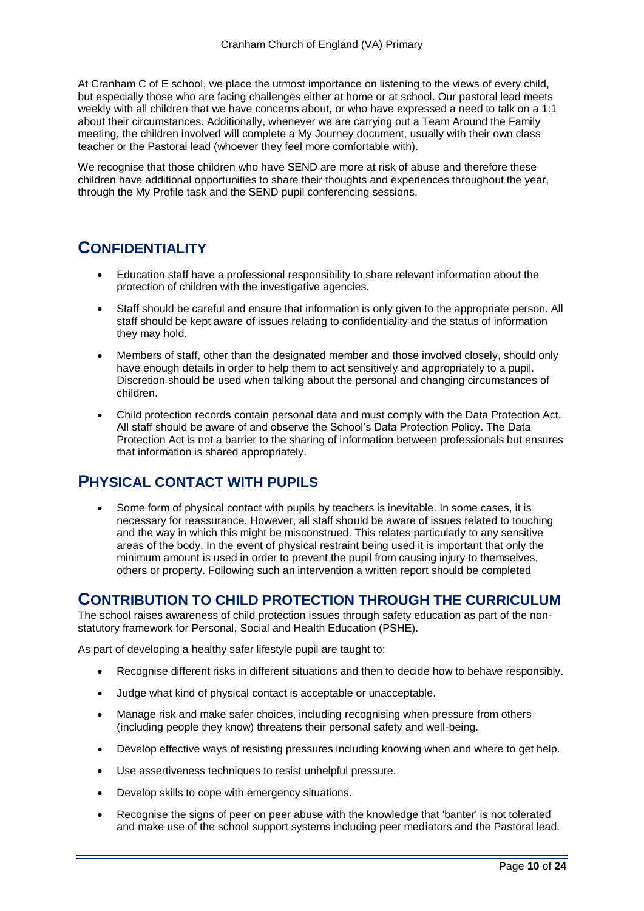At Cranham C of E school, we place the utmost importance on listening to the views of every child, but especially those who are facing challenges either at home or at school. Our pastoral lead meets weekly with all children that we have concerns about, or who have expressed a need to talk on a 1:1 about their circumstances. Additionally, whenever we are carrying out a Team Around the Family meeting, the children involved will complete a My Journey document, usually with their own class teacher or the Pastoral lead (whoever they feel more comfortable with).

We recognise that those children who have SEND are more at risk of abuse and therefore these children have additional opportunities to share their thoughts and experiences throughout the year, through the My Profile task and the SEND pupil conferencing sessions.

## CONFIDENTIALITY

- Education staff have a professional responsibility to share relevant information about the protection of children with the investigative agencies.
- Staff should be careful and ensure that information is only given to the appropriate person. All staff should be kept aware of issues relating to confidentiality and the status of information they may hold.
- Members of staff, other than the designated member and those involved closely, should only have enough details in order to help them to act sensitively and appropriately to a pupil. Discretion should be used when talking about the personal and changing circumstances of children.
- Child protection records contain personal data and must comply with the Data Protection Act. All staff should be aware of and observe the School's Data Protection Policy. The Data Protection Act is not a barrier to the sharing of information between professionals but ensures that information is shared appropriately.

## PHYSICAL CONTACT WITH PUPILS

- Some form of physical contact with pupils by teachers is inevitable. In some cases, it is necessary for reassurance. However, all staff should be aware of issues related to touching and the way in which this might be misconstrued. This relates particularly to any sensitive areas of the body. In the event of physical restraint being used it is important that only the minimum amount is used in order to prevent the pupil from causing injury to themselves, others or property. Following such an intervention a written report should be completed

## CONTRIBUTION TO CHILD PROTECTION THROUGH THE CURRICULUM

The school raises awareness of child protection issues through safety education as part of the non-statutory framework for Personal, Social and Health Education (PSHE).

As part of developing a healthy safer lifestyle pupil are taught to:

- Recognise different risks in different situations and then to decide how to behave responsibly.
- Judge what kind of physical contact is acceptable or unacceptable.
- Manage risk and make safer choices, including recognising when pressure from others (including people they know) threatens their personal safety and well-being.
- Develop effective ways of resisting pressures including knowing when and where to get help.
- Use assertiveness techniques to resist unhelpful pressure.
- Develop skills to cope with emergency situations.
- Recognise the signs of peer on peer abuse with the knowledge that 'banter' is not tolerated and make use of the school support systems including peer mediators and the Pastoral lead.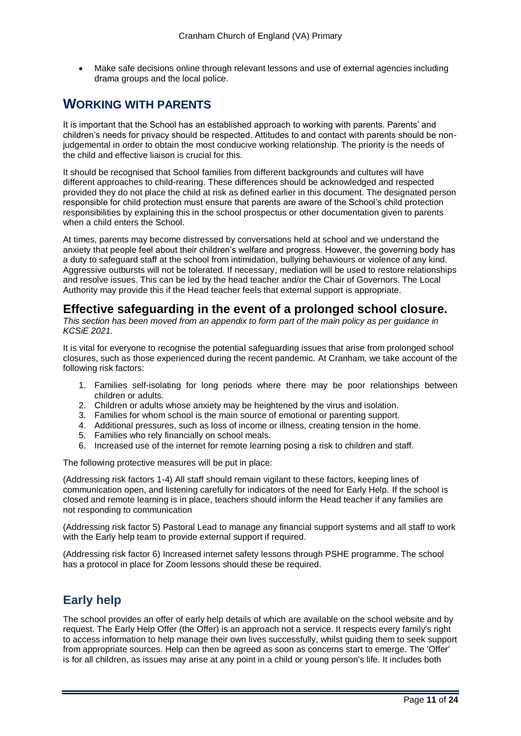- Make safe decisions online through relevant lessons and use of external agencies including drama groups and the local police.

## WORKING WITH PARENTS

It is important that the School has an established approach to working with parents. Parents' and children's needs for privacy should be respected. Attitudes to and contact with parents should be non-judgemental in order to obtain the most conducive working relationship. The priority is the needs of the child and effective liaison is crucial for this.

It should be recognised that School families from different backgrounds and cultures will have different approaches to child-rearing. These differences should be acknowledged and respected provided they do not place the child at risk as defined earlier in this document. The designated person responsible for child protection must ensure that parents are aware of the School's child protection responsibilities by explaining this in the school prospectus or other documentation given to parents when a child enters the School.

At times, parents may become distressed by conversations held at school and we understand the anxiety that people feel about their children's welfare and progress. However, the governing body has a duty to safeguard staff at the school from intimidation, bullying behaviours or violence of any kind. Aggressive outbursts will not be tolerated. If necessary, mediation will be used to restore relationships and resolve issues. This can be led by the head teacher and/or the Chair of Governors. The Local Authority may provide this if the Head teacher feels that external support is appropriate.

## Effective safeguarding in the event of a prolonged school closure.

*This section has been moved from an appendix to form part of the main policy as per guidance in KCSiE 2021.*

It is vital for everyone to recognise the potential safeguarding issues that arise from prolonged school closures, such as those experienced during the recent pandemic. At Cranham, we take account of the following risk factors:

1. Families self-isolating for long periods where there may be poor relationships between children or adults.
2. Children or adults whose anxiety may be heightened by the virus and isolation.
3. Families for whom school is the main source of emotional or parenting support.
4. Additional pressures, such as loss of income or illness, creating tension in the home.
5. Families who rely financially on school meals.
6. Increased use of the internet for remote learning posing a risk to children and staff.

The following protective measures will be put in place:

(Addressing risk factors 1-4) All staff should remain vigilant to these factors, keeping lines of communication open, and listening carefully for indicators of the need for Early Help. If the school is closed and remote learning is in place, teachers should inform the Head teacher if any families are not responding to communication

(Addressing risk factor 5) Pastoral Lead to manage any financial support systems and all staff to work with the Early help team to provide external support if required.

(Addressing risk factor 6) Increased internet safety lessons through PSHE programme. The school has a protocol in place for Zoom lessons should these be required.

## Early help

The school provides an offer of early help details of which are available on the school website and by request. The Early Help Offer (the Offer) is an approach not a service. It respects every family's right to access information to help manage their own lives successfully, whilst guiding them to seek support from appropriate sources. Help can then be agreed as soon as concerns start to emerge. The 'Offer' is for all children, as issues may arise at any point in a child or young person's life. It includes both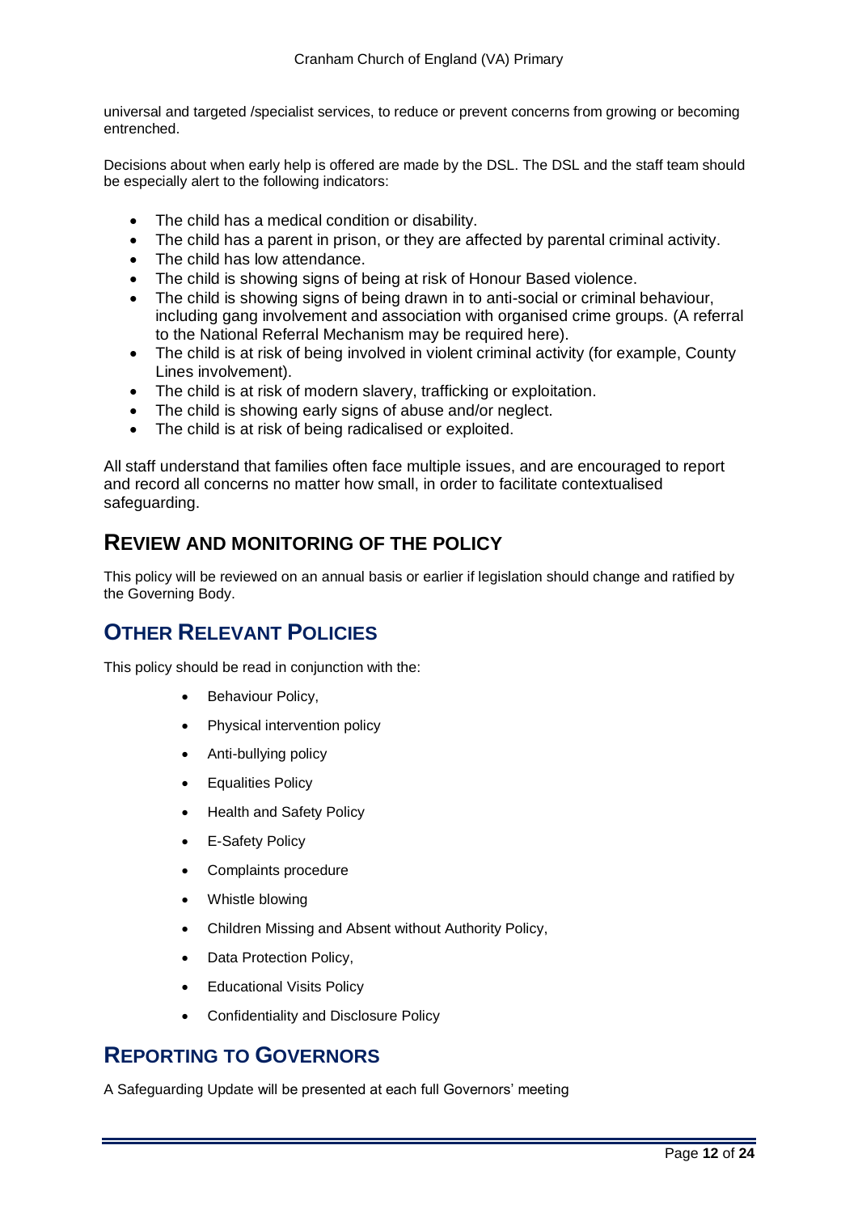universal and targeted /specialist services, to reduce or prevent concerns from growing or becoming entrenched.

Decisions about when early help is offered are made by the DSL. The DSL and the staff team should be especially alert to the following indicators:

- The child has a medical condition or disability.
- The child has a parent in prison, or they are affected by parental criminal activity.
- The child has low attendance.
- The child is showing signs of being at risk of Honour Based violence.
- The child is showing signs of being drawn in to anti-social or criminal behaviour, including gang involvement and association with organised crime groups. (A referral to the National Referral Mechanism may be required here).
- The child is at risk of being involved in violent criminal activity (for example, County Lines involvement).
- The child is at risk of modern slavery, trafficking or exploitation.
- The child is showing early signs of abuse and/or neglect.
- The child is at risk of being radicalised or exploited.

All staff understand that families often face multiple issues, and are encouraged to report and record all concerns no matter how small, in order to facilitate contextualised safeguarding.

## Review and Monitoring of the Policy

This policy will be reviewed on an annual basis or earlier if legislation should change and ratified by the Governing Body.

## Other Relevant Policies

This policy should be read in conjunction with the:

- Behaviour Policy,
- Physical intervention policy
- Anti-bullying policy
- Equalities Policy
- Health and Safety Policy
- E-Safety Policy
- Complaints procedure
- Whistle blowing
- Children Missing and Absent without Authority Policy,
- Data Protection Policy,
- Educational Visits Policy
- Confidentiality and Disclosure Policy

## Reporting to Governors

A Safeguarding Update will be presented at each full Governors' meeting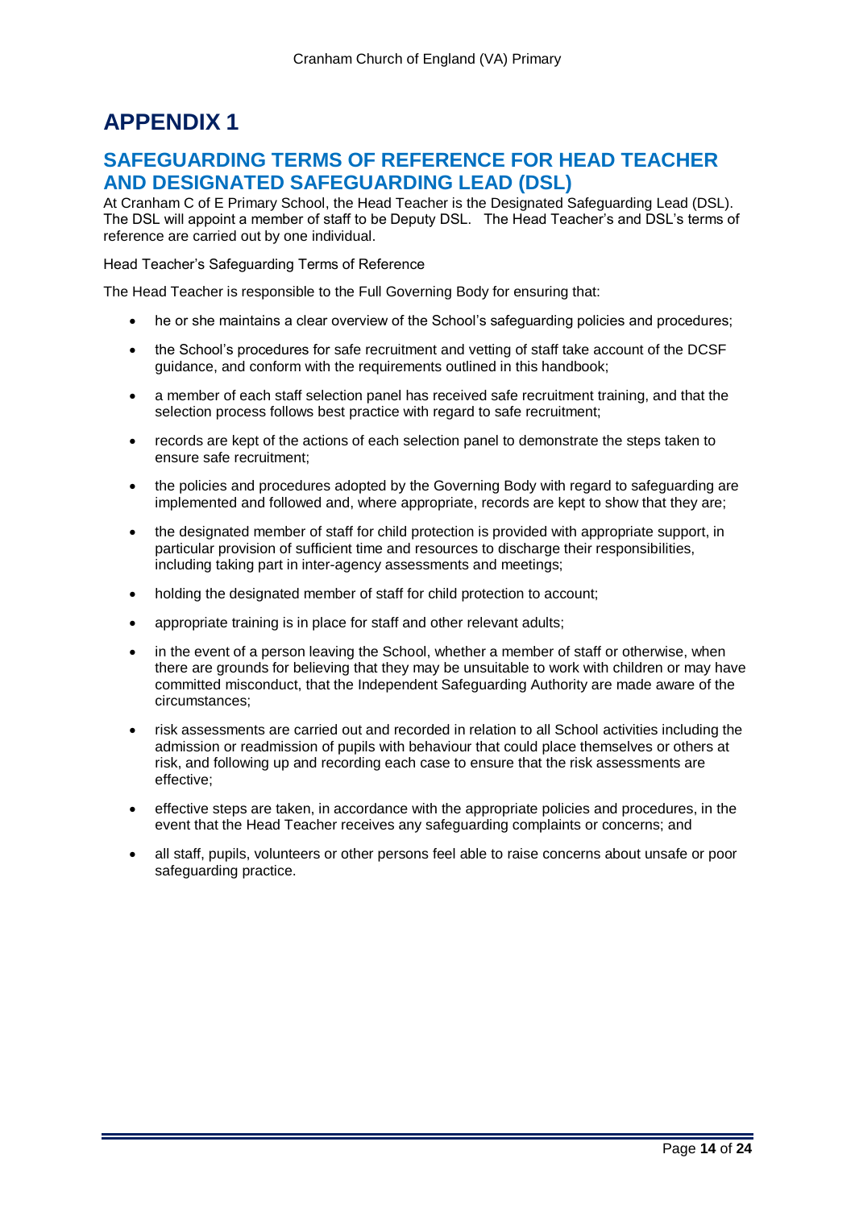# APPENDIX 1

## SAFEGUARDING TERMS OF REFERENCE FOR HEAD TEACHER AND DESIGNATED SAFEGUARDING LEAD (DSL)

At Cranham C of E Primary School, the Head Teacher is the Designated Safeguarding Lead (DSL). The DSL will appoint a member of staff to be Deputy DSL. The Head Teacher's and DSL's terms of reference are carried out by one individual.

Head Teacher's Safeguarding Terms of Reference

The Head Teacher is responsible to the Full Governing Body for ensuring that:

- he or she maintains a clear overview of the School's safeguarding policies and procedures;
- the School's procedures for safe recruitment and vetting of staff take account of the DCSF guidance, and conform with the requirements outlined in this handbook;
- a member of each staff selection panel has received safe recruitment training, and that the selection process follows best practice with regard to safe recruitment;
- records are kept of the actions of each selection panel to demonstrate the steps taken to ensure safe recruitment;
- the policies and procedures adopted by the Governing Body with regard to safeguarding are implemented and followed and, where appropriate, records are kept to show that they are;
- the designated member of staff for child protection is provided with appropriate support, in particular provision of sufficient time and resources to discharge their responsibilities, including taking part in inter-agency assessments and meetings;
- holding the designated member of staff for child protection to account;
- appropriate training is in place for staff and other relevant adults;
- in the event of a person leaving the School, whether a member of staff or otherwise, when there are grounds for believing that they may be unsuitable to work with children or may have committed misconduct, that the Independent Safeguarding Authority are made aware of the circumstances;
- risk assessments are carried out and recorded in relation to all School activities including the admission or readmission of pupils with behaviour that could place themselves or others at risk, and following up and recording each case to ensure that the risk assessments are effective;
- effective steps are taken, in accordance with the appropriate policies and procedures, in the event that the Head Teacher receives any safeguarding complaints or concerns; and
- all staff, pupils, volunteers or other persons feel able to raise concerns about unsafe or poor safeguarding practice.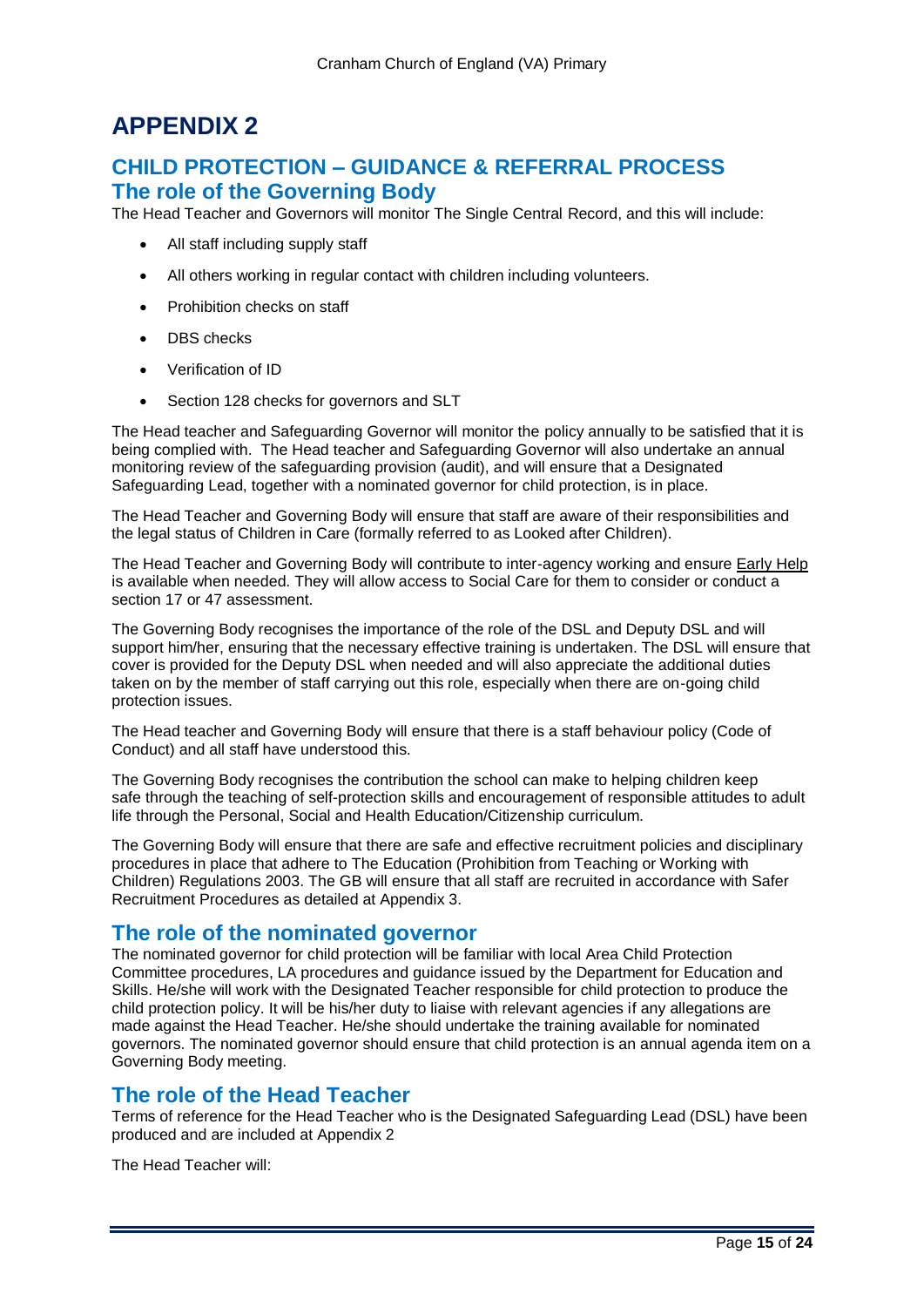# APPENDIX 2

## CHILD PROTECTION – GUIDANCE & REFERRAL PROCESS

## The role of the Governing Body

The Head Teacher and Governors will monitor The Single Central Record, and this will include:

- All staff including supply staff
- All others working in regular contact with children including volunteers.
- Prohibition checks on staff
- DBS checks
- Verification of ID
- Section 128 checks for governors and SLT

The Head teacher and Safeguarding Governor will monitor the policy annually to be satisfied that it is being complied with. The Head teacher and Safeguarding Governor will also undertake an annual monitoring review of the safeguarding provision (audit), and will ensure that a Designated Safeguarding Lead, together with a nominated governor for child protection, is in place.

The Head Teacher and Governing Body will ensure that staff are aware of their responsibilities and the legal status of Children in Care (formally referred to as Looked after Children).

The Head Teacher and Governing Body will contribute to inter-agency working and ensure Early Help is available when needed. They will allow access to Social Care for them to consider or conduct a section 17 or 47 assessment.

The Governing Body recognises the importance of the role of the DSL and Deputy DSL and will support him/her, ensuring that the necessary effective training is undertaken. The DSL will ensure that cover is provided for the Deputy DSL when needed and will also appreciate the additional duties taken on by the member of staff carrying out this role, especially when there are on-going child protection issues.

The Head teacher and Governing Body will ensure that there is a staff behaviour policy (Code of Conduct) and all staff have understood this.

The Governing Body recognises the contribution the school can make to helping children keep safe through the teaching of self-protection skills and encouragement of responsible attitudes to adult life through the Personal, Social and Health Education/Citizenship curriculum.

The Governing Body will ensure that there are safe and effective recruitment policies and disciplinary procedures in place that adhere to The Education (Prohibition from Teaching or Working with Children) Regulations 2003. The GB will ensure that all staff are recruited in accordance with Safer Recruitment Procedures as detailed at Appendix 3.

## The role of the nominated governor

The nominated governor for child protection will be familiar with local Area Child Protection Committee procedures, LA procedures and guidance issued by the Department for Education and Skills. He/she will work with the Designated Teacher responsible for child protection to produce the child protection policy. It will be his/her duty to liaise with relevant agencies if any allegations are made against the Head Teacher. He/she should undertake the training available for nominated governors. The nominated governor should ensure that child protection is an annual agenda item on a Governing Body meeting.

## The role of the Head Teacher

Terms of reference for the Head Teacher who is the Designated Safeguarding Lead (DSL) have been produced and are included at Appendix 2

The Head Teacher will: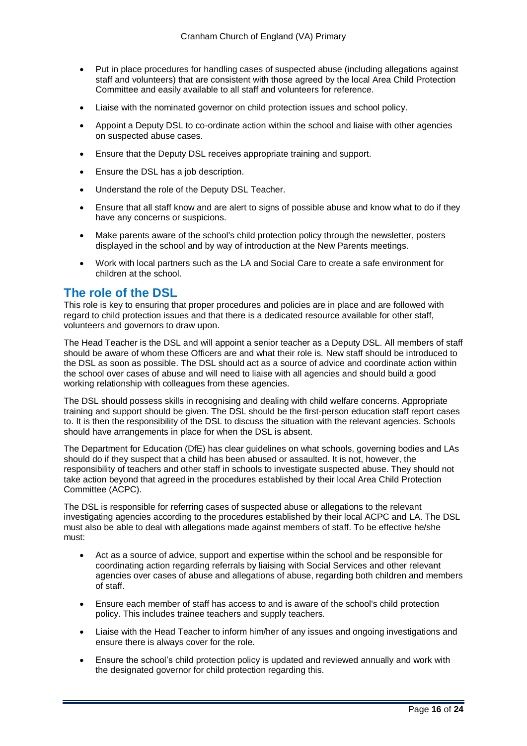- Put in place procedures for handling cases of suspected abuse (including allegations against staff and volunteers) that are consistent with those agreed by the local Area Child Protection Committee and easily available to all staff and volunteers for reference.
- Liaise with the nominated governor on child protection issues and school policy.
- Appoint a Deputy DSL to co-ordinate action within the school and liaise with other agencies on suspected abuse cases.
- Ensure that the Deputy DSL receives appropriate training and support.
- Ensure the DSL has a job description.
- Understand the role of the Deputy DSL Teacher.
- Ensure that all staff know and are alert to signs of possible abuse and know what to do if they have any concerns or suspicions.
- Make parents aware of the school's child protection policy through the newsletter, posters displayed in the school and by way of introduction at the New Parents meetings.
- Work with local partners such as the LA and Social Care to create a safe environment for children at the school.

## The role of the DSL

This role is key to ensuring that proper procedures and policies are in place and are followed with regard to child protection issues and that there is a dedicated resource available for other staff, volunteers and governors to draw upon.

The Head Teacher is the DSL and will appoint a senior teacher as a Deputy DSL. All members of staff should be aware of whom these Officers are and what their role is. New staff should be introduced to the DSL as soon as possible. The DSL should act as a source of advice and coordinate action within the school over cases of abuse and will need to liaise with all agencies and should build a good working relationship with colleagues from these agencies.

The DSL should possess skills in recognising and dealing with child welfare concerns. Appropriate training and support should be given. The DSL should be the first-person education staff report cases to. It is then the responsibility of the DSL to discuss the situation with the relevant agencies. Schools should have arrangements in place for when the DSL is absent.

The Department for Education (DfE) has clear guidelines on what schools, governing bodies and LAs should do if they suspect that a child has been abused or assaulted. It is not, however, the responsibility of teachers and other staff in schools to investigate suspected abuse. They should not take action beyond that agreed in the procedures established by their local Area Child Protection Committee (ACPC).

The DSL is responsible for referring cases of suspected abuse or allegations to the relevant investigating agencies according to the procedures established by their local ACPC and LA. The DSL must also be able to deal with allegations made against members of staff. To be effective he/she must:

- Act as a source of advice, support and expertise within the school and be responsible for coordinating action regarding referrals by liaising with Social Services and other relevant agencies over cases of abuse and allegations of abuse, regarding both children and members of staff.
- Ensure each member of staff has access to and is aware of the school's child protection policy. This includes trainee teachers and supply teachers.
- Liaise with the Head Teacher to inform him/her of any issues and ongoing investigations and ensure there is always cover for the role.
- Ensure the school's child protection policy is updated and reviewed annually and work with the designated governor for child protection regarding this.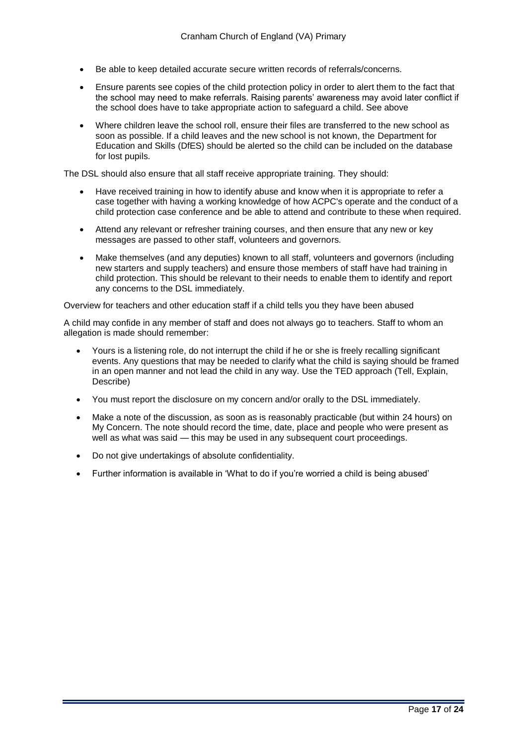- Be able to keep detailed accurate secure written records of referrals/concerns.
- Ensure parents see copies of the child protection policy in order to alert them to the fact that the school may need to make referrals. Raising parents' awareness may avoid later conflict if the school does have to take appropriate action to safeguard a child. See above
- Where children leave the school roll, ensure their files are transferred to the new school as soon as possible. If a child leaves and the new school is not known, the Department for Education and Skills (DfES) should be alerted so the child can be included on the database for lost pupils.

The DSL should also ensure that all staff receive appropriate training. They should:

- Have received training in how to identify abuse and know when it is appropriate to refer a case together with having a working knowledge of how ACPC's operate and the conduct of a child protection case conference and be able to attend and contribute to these when required.
- Attend any relevant or refresher training courses, and then ensure that any new or key messages are passed to other staff, volunteers and governors.
- Make themselves (and any deputies) known to all staff, volunteers and governors (including new starters and supply teachers) and ensure those members of staff have had training in child protection. This should be relevant to their needs to enable them to identify and report any concerns to the DSL immediately.

Overview for teachers and other education staff if a child tells you they have been abused

A child may confide in any member of staff and does not always go to teachers. Staff to whom an allegation is made should remember:

- Yours is a listening role, do not interrupt the child if he or she is freely recalling significant events. Any questions that may be needed to clarify what the child is saying should be framed in an open manner and not lead the child in any way. Use the TED approach (Tell, Explain, Describe)
- You must report the disclosure on my concern and/or orally to the DSL immediately.
- Make a note of the discussion, as soon as is reasonably practicable (but within 24 hours) on My Concern. The note should record the time, date, place and people who were present as well as what was said — this may be used in any subsequent court proceedings.
- Do not give undertakings of absolute confidentiality.
- Further information is available in 'What to do if you're worried a child is being abused'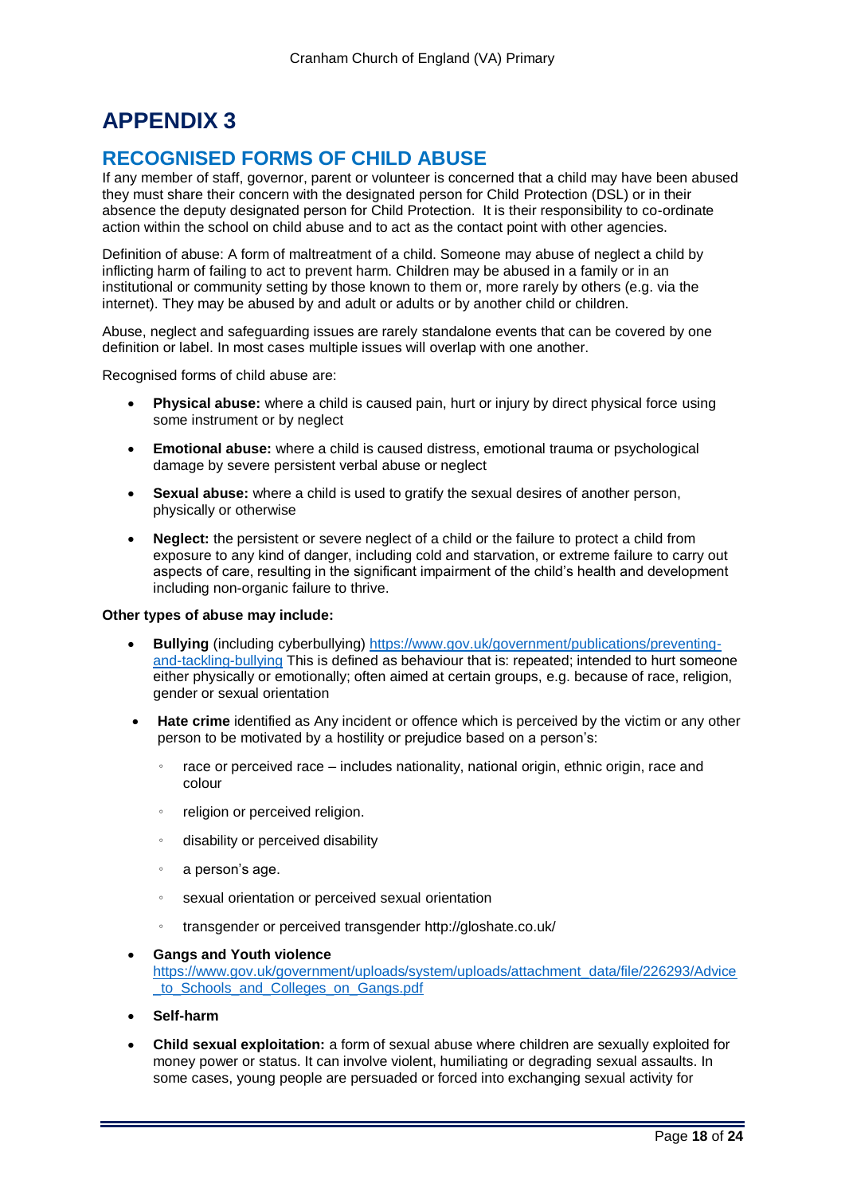# APPENDIX 3

## RECOGNISED FORMS OF CHILD ABUSE

If any member of staff, governor, parent or volunteer is concerned that a child may have been abused they must share their concern with the designated person for Child Protection (DSL) or in their absence the deputy designated person for Child Protection. It is their responsibility to co-ordinate action within the school on child abuse and to act as the contact point with other agencies.

Definition of abuse: A form of maltreatment of a child. Someone may abuse of neglect a child by inflicting harm of failing to act to prevent harm. Children may be abused in a family or in an institutional or community setting by those known to them or, more rarely by others (e.g. via the internet). They may be abused by and adult or adults or by another child or children.

Abuse, neglect and safeguarding issues are rarely standalone events that can be covered by one definition or label. In most cases multiple issues will overlap with one another.

Recognised forms of child abuse are:

- **Physical abuse:** where a child is caused pain, hurt or injury by direct physical force using some instrument or by neglect
- **Emotional abuse:** where a child is caused distress, emotional trauma or psychological damage by severe persistent verbal abuse or neglect
- **Sexual abuse:** where a child is used to gratify the sexual desires of another person, physically or otherwise
- **Neglect:** the persistent or severe neglect of a child or the failure to protect a child from exposure to any kind of danger, including cold and starvation, or extreme failure to carry out aspects of care, resulting in the significant impairment of the child's health and development including non-organic failure to thrive.

**Other types of abuse may include:**

- **Bullying** (including cyberbullying) [https://www.gov.uk/government/publications/preventing-and-tackling-bullying](https://www.gov.uk/government/publications/preventing-and-tackling-bullying) This is defined as behaviour that is: repeated; intended to hurt someone either physically or emotionally; often aimed at certain groups, e.g. because of race, religion, gender or sexual orientation
- **Hate crime** identified as Any incident or offence which is perceived by the victim or any other person to be motivated by a hostility or prejudice based on a person's:
  - race or perceived race – includes nationality, national origin, ethnic origin, race and colour
  - religion or perceived religion.
  - disability or perceived disability
  - a person's age.
  - sexual orientation or perceived sexual orientation
  - transgender or perceived transgender http://gloshate.co.uk/
- **Gangs and Youth violence** [https://www.gov.uk/government/uploads/system/uploads/attachment_data/file/226293/Advice_to_Schools_and_Colleges_on_Gangs.pdf](https://www.gov.uk/government/uploads/system/uploads/attachment_data/file/226293/Advice_to_Schools_and_Colleges_on_Gangs.pdf)
- **Self-harm**
- **Child sexual exploitation:** a form of sexual abuse where children are sexually exploited for money power or status. It can involve violent, humiliating or degrading sexual assaults. In some cases, young people are persuaded or forced into exchanging sexual activity for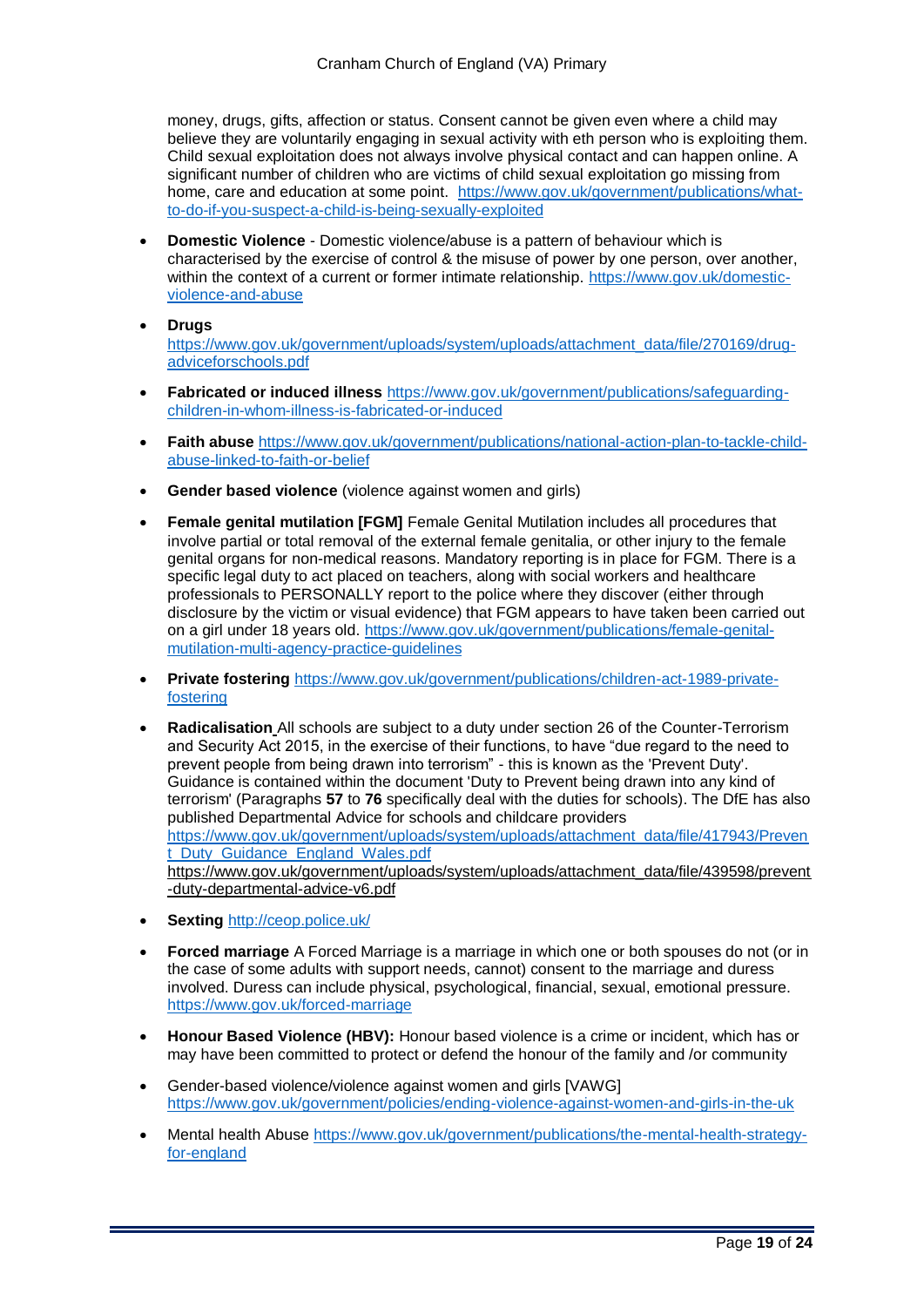money, drugs, gifts, affection or status. Consent cannot be given even where a child may believe they are voluntarily engaging in sexual activity with eth person who is exploiting them. Child sexual exploitation does not always involve physical contact and can happen online. A significant number of children who are victims of child sexual exploitation go missing from home, care and education at some point. https://www.gov.uk/government/publications/what-to-do-if-you-suspect-a-child-is-being-sexually-exploited

- **Domestic Violence** - Domestic violence/abuse is a pattern of behaviour which is characterised by the exercise of control & the misuse of power by one person, over another, within the context of a current or former intimate relationship. https://www.gov.uk/domestic-violence-and-abuse
- **Drugs** https://www.gov.uk/government/uploads/system/uploads/attachment_data/file/270169/drug-adviceforschools.pdf
- **Fabricated or induced illness** https://www.gov.uk/government/publications/safeguarding-children-in-whom-illness-is-fabricated-or-induced
- **Faith abuse** https://www.gov.uk/government/publications/national-action-plan-to-tackle-child-abuse-linked-to-faith-or-belief
- **Gender based violence** (violence against women and girls)
- **Female genital mutilation [FGM]** Female Genital Mutilation includes all procedures that involve partial or total removal of the external female genitalia, or other injury to the female genital organs for non-medical reasons. Mandatory reporting is in place for FGM. There is a specific legal duty to act placed on teachers, along with social workers and healthcare professionals to PERSONALLY report to the police where they discover (either through disclosure by the victim or visual evidence) that FGM appears to have taken been carried out on a girl under 18 years old. https://www.gov.uk/government/publications/female-genital-mutilation-multi-agency-practice-guidelines
- **Private fostering** https://www.gov.uk/government/publications/children-act-1989-private-fostering
- **Radicalisation** All schools are subject to a duty under section 26 of the Counter-Terrorism and Security Act 2015, in the exercise of their functions, to have "due regard to the need to prevent people from being drawn into terrorism" - this is known as the 'Prevent Duty'. Guidance is contained within the document 'Duty to Prevent being drawn into any kind of terrorism' (Paragraphs **57** to **76** specifically deal with the duties for schools). The DfE has also published Departmental Advice for schools and childcare providers https://www.gov.uk/government/uploads/system/uploads/attachment_data/file/417943/Prevent_Duty_Guidance_England_Wales.pdf https://www.gov.uk/government/uploads/system/uploads/attachment_data/file/439598/prevent-duty-departmental-advice-v6.pdf
- **Sexting** http://ceop.police.uk/
- **Forced marriage** A Forced Marriage is a marriage in which one or both spouses do not (or in the case of some adults with support needs, cannot) consent to the marriage and duress involved. Duress can include physical, psychological, financial, sexual, emotional pressure. https://www.gov.uk/forced-marriage
- **Honour Based Violence (HBV):** Honour based violence is a crime or incident, which has or may have been committed to protect or defend the honour of the family and /or community
- Gender-based violence/violence against women and girls [VAWG] https://www.gov.uk/government/policies/ending-violence-against-women-and-girls-in-the-uk
- Mental health Abuse https://www.gov.uk/government/publications/the-mental-health-strategy-for-england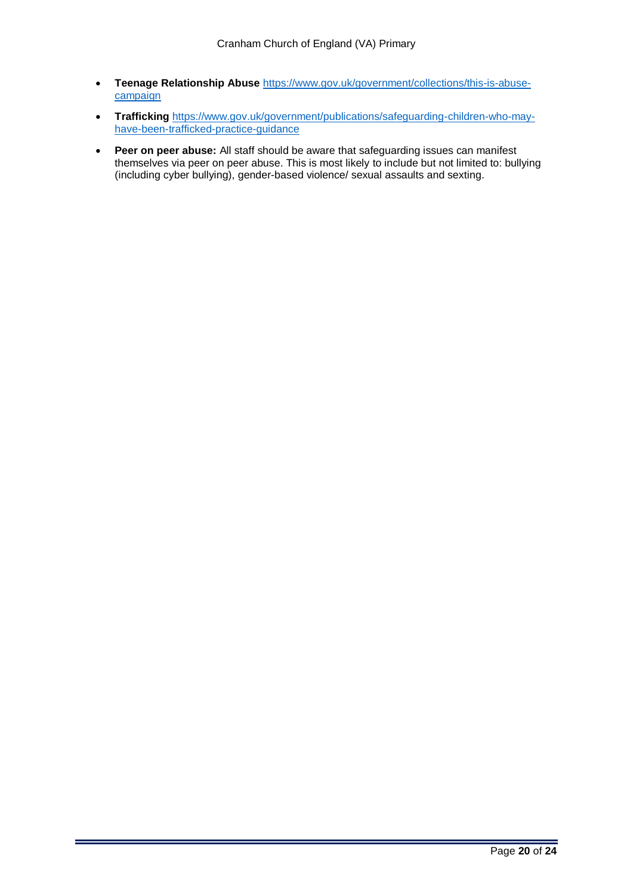- **Teenage Relationship Abuse** https://www.gov.uk/government/collections/this-is-abuse-campaign
- **Trafficking** https://www.gov.uk/government/publications/safeguarding-children-who-may-have-been-trafficked-practice-guidance
- **Peer on peer abuse:** All staff should be aware that safeguarding issues can manifest themselves via peer on peer abuse. This is most likely to include but not limited to: bullying (including cyber bullying), gender-based violence/ sexual assaults and sexting.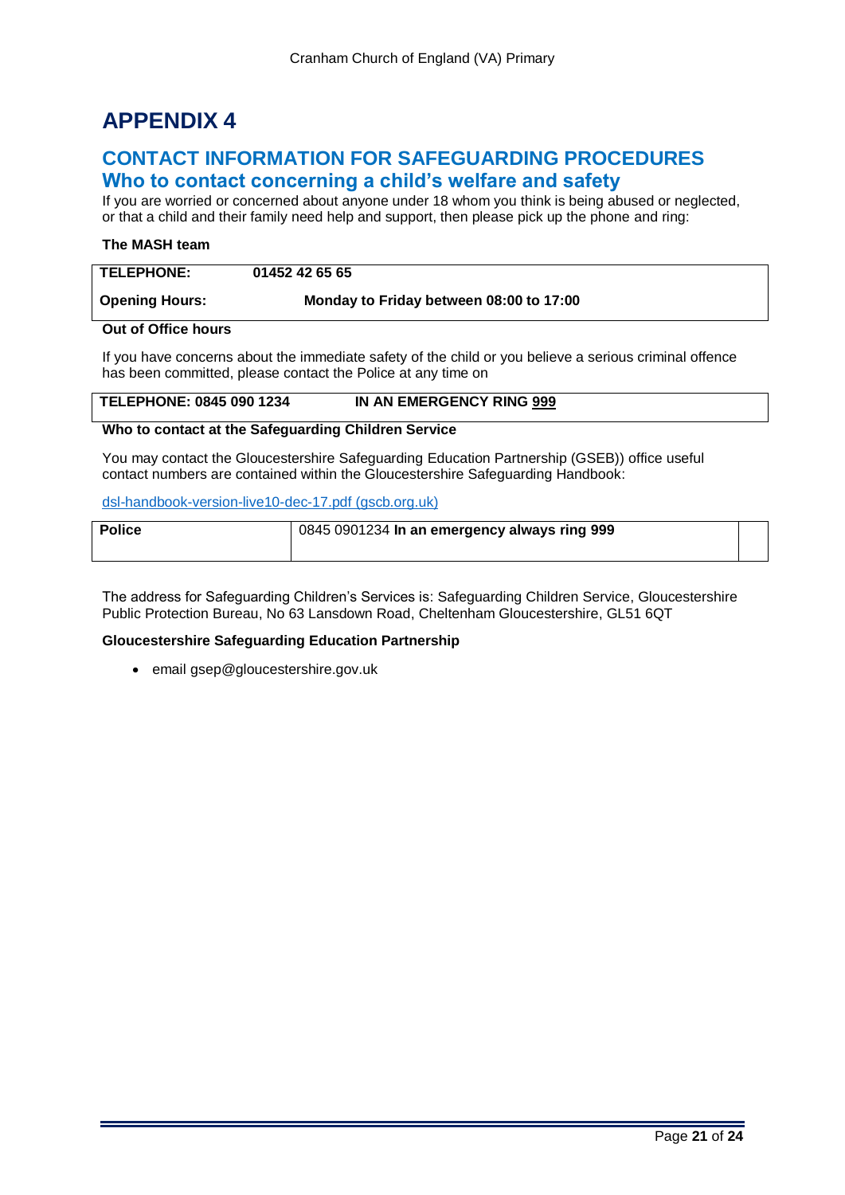# APPENDIX 4

## CONTACT INFORMATION FOR SAFEGUARDING PROCEDURES

## Who to contact concerning a child's welfare and safety

If you are worried or concerned about anyone under 18 whom you think is being abused or neglected, or that a child and their family need help and support, then please pick up the phone and ring:

**The MASH team**

| **TELEPHONE:** | **01452 42 65 65** |
|---|---|
| **Opening Hours:** | **Monday to Friday between 08:00 to 17:00** |

**Out of Office hours**

If you have concerns about the immediate safety of the child or you believe a serious criminal offence has been committed, please contact the Police at any time on

| **TELEPHONE: 0845 090 1234** | **IN AN EMERGENCY RING 999** |
|---|---|

**Who to contact at the Safeguarding Children Service**

You may contact the Gloucestershire Safeguarding Education Partnership (GSEB)) office useful contact numbers are contained within the Gloucestershire Safeguarding Handbook:

[dsl-handbook-version-live10-dec-17.pdf (gscb.org.uk)](dsl-handbook-version-live10-dec-17.pdf (gscb.org.uk))

| **Police** | 0845 0901234 **In an emergency always ring 999** | |
|---|---|---|

The address for Safeguarding Children's Services is: Safeguarding Children Service, Gloucestershire Public Protection Bureau, No 63 Lansdown Road, Cheltenham Gloucestershire, GL51 6QT

**Gloucestershire Safeguarding Education Partnership**

- email gsep@gloucestershire.gov.uk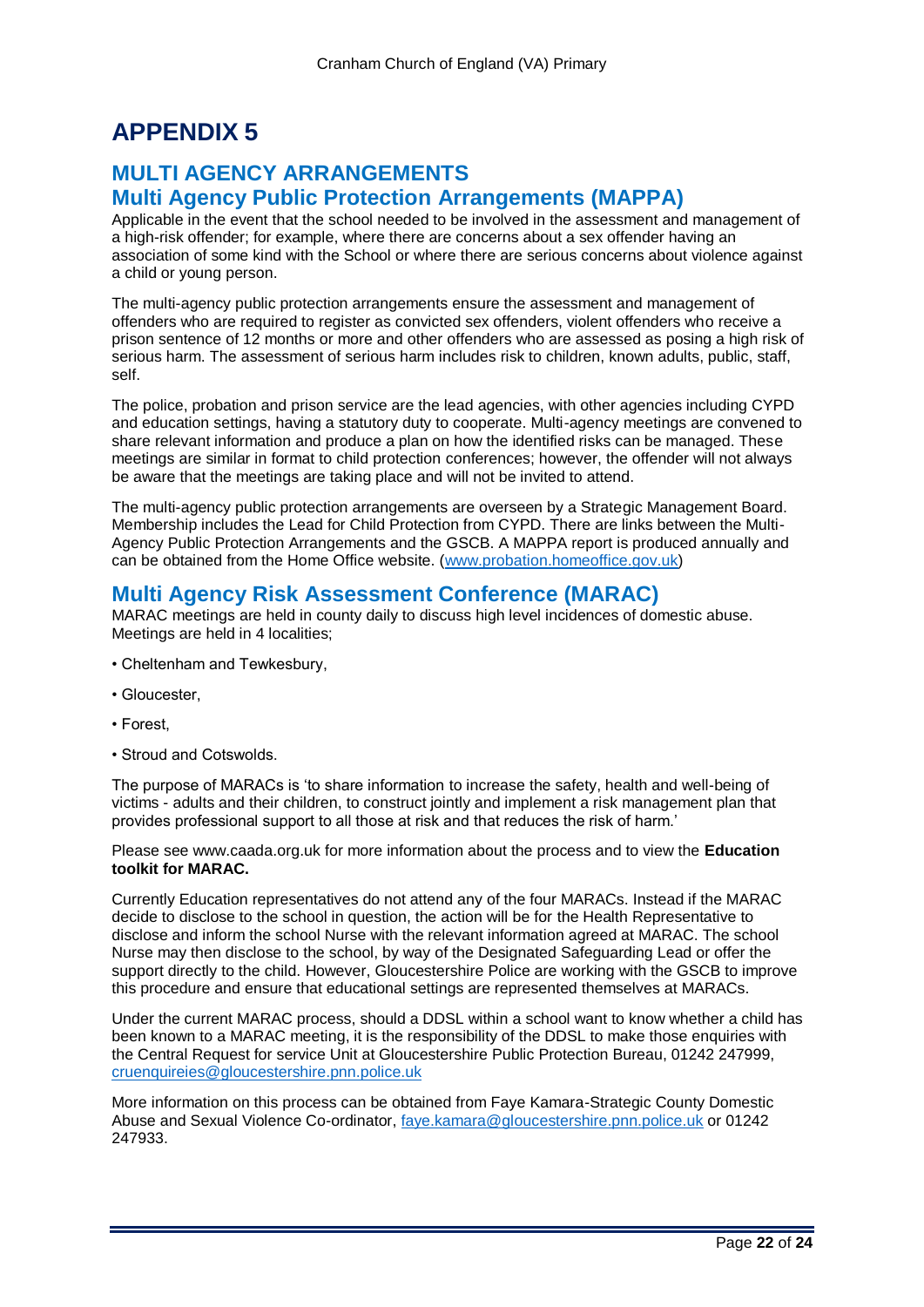# APPENDIX 5

## MULTI AGENCY ARRANGEMENTS

## Multi Agency Public Protection Arrangements (MAPPA)

Applicable in the event that the school needed to be involved in the assessment and management of a high-risk offender; for example, where there are concerns about a sex offender having an association of some kind with the School or where there are serious concerns about violence against a child or young person.

The multi-agency public protection arrangements ensure the assessment and management of offenders who are required to register as convicted sex offenders, violent offenders who receive a prison sentence of 12 months or more and other offenders who are assessed as posing a high risk of serious harm. The assessment of serious harm includes risk to children, known adults, public, staff, self.

The police, probation and prison service are the lead agencies, with other agencies including CYPD and education settings, having a statutory duty to cooperate. Multi-agency meetings are convened to share relevant information and produce a plan on how the identified risks can be managed. These meetings are similar in format to child protection conferences; however, the offender will not always be aware that the meetings are taking place and will not be invited to attend.

The multi-agency public protection arrangements are overseen by a Strategic Management Board. Membership includes the Lead for Child Protection from CYPD. There are links between the Multi-Agency Public Protection Arrangements and the GSCB. A MAPPA report is produced annually and can be obtained from the Home Office website. ([www.probation.homeoffice.gov.uk](www.probation.homeoffice.gov.uk))

## Multi Agency Risk Assessment Conference (MARAC)

MARAC meetings are held in county daily to discuss high level incidences of domestic abuse. Meetings are held in 4 localities;

- Cheltenham and Tewkesbury,
- Gloucester,
- Forest,
- Stroud and Cotswolds.

The purpose of MARACs is 'to share information to increase the safety, health and well-being of victims - adults and their children, to construct jointly and implement a risk management plan that provides professional support to all those at risk and that reduces the risk of harm.'

Please see www.caada.org.uk for more information about the process and to view the **Education toolkit for MARAC.**

Currently Education representatives do not attend any of the four MARACs. Instead if the MARAC decide to disclose to the school in question, the action will be for the Health Representative to disclose and inform the school Nurse with the relevant information agreed at MARAC. The school Nurse may then disclose to the school, by way of the Designated Safeguarding Lead or offer the support directly to the child. However, Gloucestershire Police are working with the GSCB to improve this procedure and ensure that educational settings are represented themselves at MARACs.

Under the current MARAC process, should a DDSL within a school want to know whether a child has been known to a MARAC meeting, it is the responsibility of the DDSL to make those enquiries with the Central Request for service Unit at Gloucestershire Public Protection Bureau, 01242 247999, [cruenquireies@gloucestershire.pnn.police.uk](mailto:cruenquireies@gloucestershire.pnn.police.uk)

More information on this process can be obtained from Faye Kamara-Strategic County Domestic Abuse and Sexual Violence Co-ordinator, [faye.kamara@gloucestershire.pnn.police.uk](mailto:faye.kamara@gloucestershire.pnn.police.uk) or 01242 247933.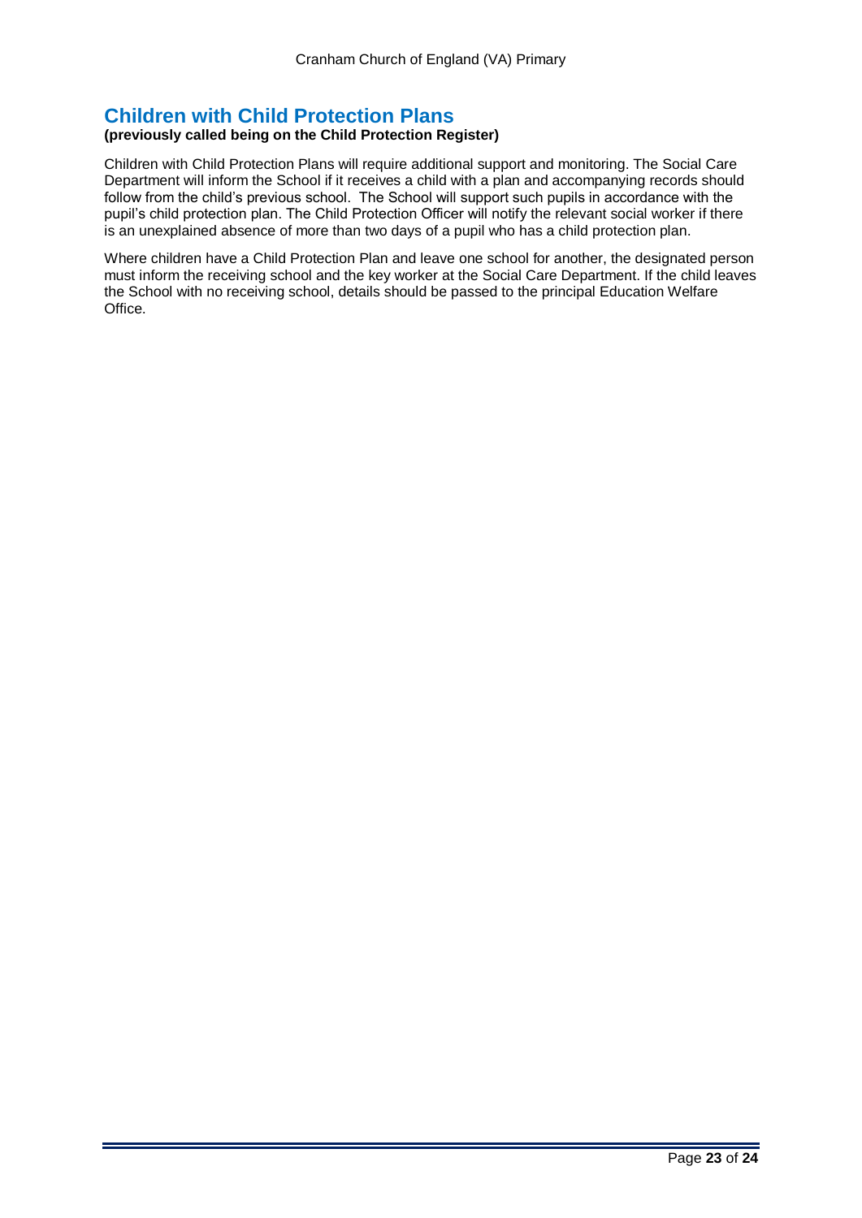## Children with Child Protection Plans

**(previously called being on the Child Protection Register)**

Children with Child Protection Plans will require additional support and monitoring. The Social Care Department will inform the School if it receives a child with a plan and accompanying records should follow from the child's previous school. The School will support such pupils in accordance with the pupil's child protection plan. The Child Protection Officer will notify the relevant social worker if there is an unexplained absence of more than two days of a pupil who has a child protection plan.

Where children have a Child Protection Plan and leave one school for another, the designated person must inform the receiving school and the key worker at the Social Care Department. If the child leaves the School with no receiving school, details should be passed to the principal Education Welfare Office.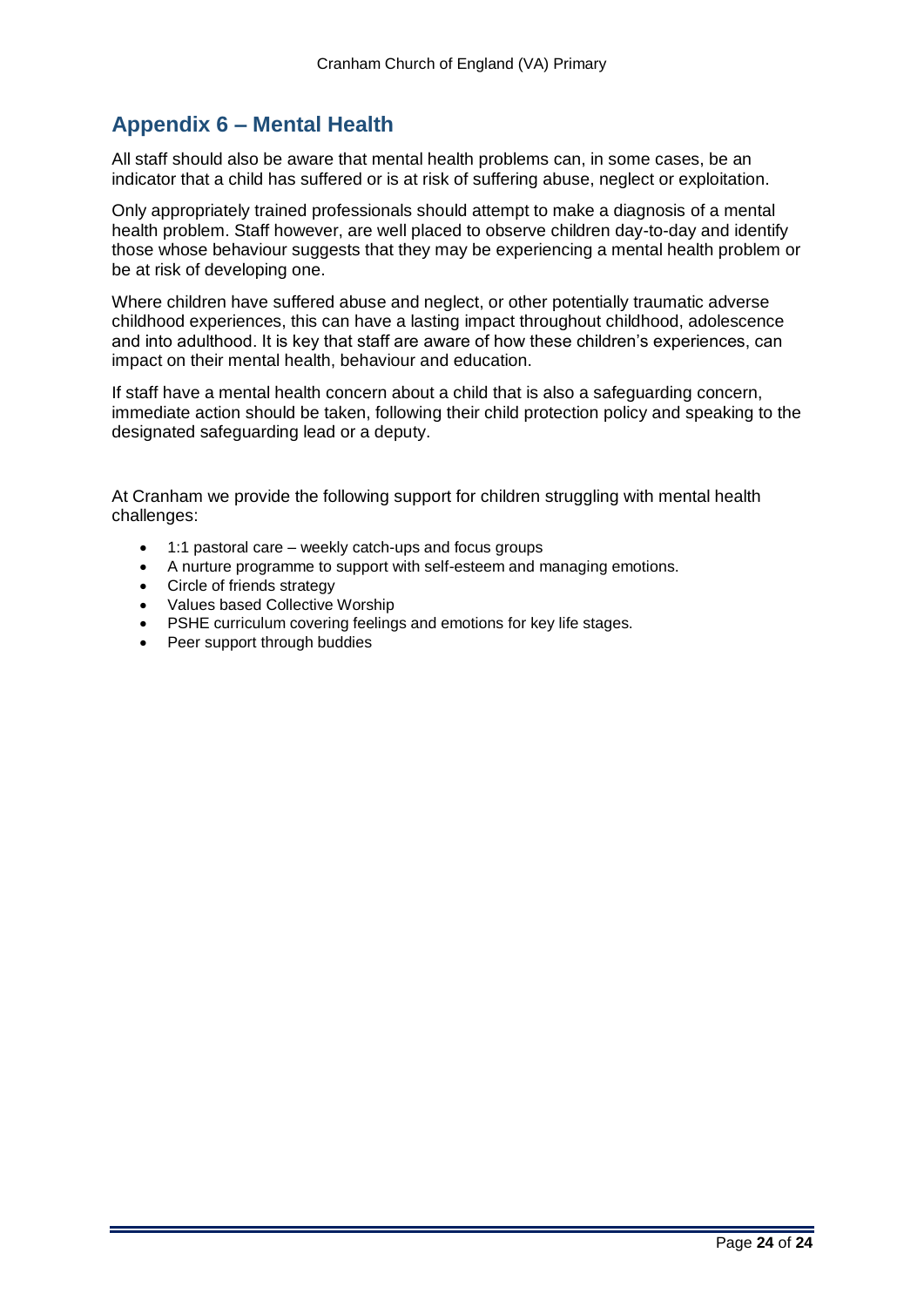## Appendix 6 – Mental Health

All staff should also be aware that mental health problems can, in some cases, be an indicator that a child has suffered or is at risk of suffering abuse, neglect or exploitation.

Only appropriately trained professionals should attempt to make a diagnosis of a mental health problem. Staff however, are well placed to observe children day-to-day and identify those whose behaviour suggests that they may be experiencing a mental health problem or be at risk of developing one.

Where children have suffered abuse and neglect, or other potentially traumatic adverse childhood experiences, this can have a lasting impact throughout childhood, adolescence and into adulthood. It is key that staff are aware of how these children's experiences, can impact on their mental health, behaviour and education.

If staff have a mental health concern about a child that is also a safeguarding concern, immediate action should be taken, following their child protection policy and speaking to the designated safeguarding lead or a deputy.

At Cranham we provide the following support for children struggling with mental health challenges:

- 1:1 pastoral care – weekly catch-ups and focus groups
- A nurture programme to support with self-esteem and managing emotions.
- Circle of friends strategy
- Values based Collective Worship
- PSHE curriculum covering feelings and emotions for key life stages.
- Peer support through buddies